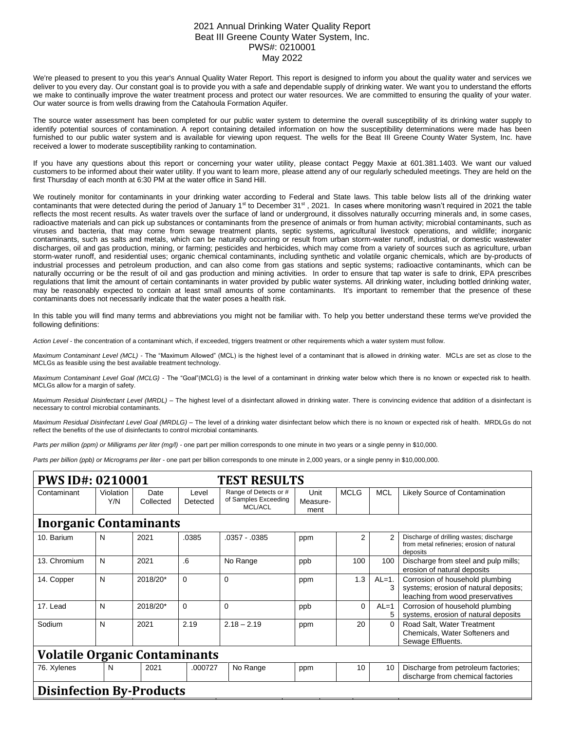# 2021 Annual Drinking Water Quality Report
## Beat III Greene County Water System, Inc.
## PWS#: 0210001
## May 2022

We're pleased to present to you this year's Annual Quality Water Report. This report is designed to inform you about the quality water and services we deliver to you every day. Our constant goal is to provide you with a safe and dependable supply of drinking water. We want you to understand the efforts we make to continually improve the water treatment process and protect our water resources. We are committed to ensuring the quality of your water. Our water source is from wells drawing from the Catahoula Formation Aquifer.

The source water assessment has been completed for our public water system to determine the overall susceptibility of its drinking water supply to identify potential sources of contamination. A report containing detailed information on how the susceptibility determinations were made has been furnished to our public water system and is available for viewing upon request. The wells for the Beat III Greene County Water System, Inc. have received a lower to moderate susceptibility ranking to contamination.

If you have any questions about this report or concerning your water utility, please contact Peggy Maxie at 601.381.1403. We want our valued customers to be informed about their water utility. If you want to learn more, please attend any of our regularly scheduled meetings. They are held on the first Thursday of each month at 6:30 PM at the water office in Sand Hill.

We routinely monitor for contaminants in your drinking water according to Federal and State laws. This table below lists all of the drinking water contaminants that were detected during the period of January 1st to December 31st , 2021. In cases where monitoring wasn't required in 2021 the table reflects the most recent results. As water travels over the surface of land or underground, it dissolves naturally occurring minerals and, in some cases, radioactive materials and can pick up substances or contaminants from the presence of animals or from human activity; microbial contaminants, such as viruses and bacteria, that may come from sewage treatment plants, septic systems, agricultural livestock operations, and wildlife; inorganic contaminants, such as salts and metals, which can be naturally occurring or result from urban storm-water runoff, industrial, or domestic wastewater discharges, oil and gas production, mining, or farming; pesticides and herbicides, which may come from a variety of sources such as agriculture, urban storm-water runoff, and residential uses; organic chemical contaminants, including synthetic and volatile organic chemicals, which are by-products of industrial processes and petroleum production, and can also come from gas stations and septic systems; radioactive contaminants, which can be naturally occurring or be the result of oil and gas production and mining activities. In order to ensure that tap water is safe to drink, EPA prescribes regulations that limit the amount of certain contaminants in water provided by public water systems. All drinking water, including bottled drinking water, may be reasonably expected to contain at least small amounts of some contaminants. It's important to remember that the presence of these contaminants does not necessarily indicate that the water poses a health risk.

In this table you will find many terms and abbreviations you might not be familiar with. To help you better understand these terms we've provided the following definitions:

*Action Level* - the concentration of a contaminant which, if exceeded, triggers treatment or other requirements which a water system must follow.

*Maximum Contaminant Level (MCL)* - The "Maximum Allowed" (MCL) is the highest level of a contaminant that is allowed in drinking water. MCLs are set as close to the MCLGs as feasible using the best available treatment technology.

*Maximum Contaminant Level Goal (MCLG)* - The "Goal"(MCLG) is the level of a contaminant in drinking water below which there is no known or expected risk to health. MCLGs allow for a margin of safety.

*Maximum Residual Disinfectant Level (MRDL)* – The highest level of a disinfectant allowed in drinking water. There is convincing evidence that addition of a disinfectant is necessary to control microbial contaminants.

*Maximum Residual Disinfectant Level Goal (MRDLG)* – The level of a drinking water disinfectant below which there is no known or expected risk of health. MRDLGs do not reflect the benefits of the use of disinfectants to control microbial contaminants.

*Parts per million (ppm) or Milligrams per liter (mg/l)* - one part per million corresponds to one minute in two years or a single penny in $10,000.

*Parts per billion (ppb) or Micrograms per liter* - one part per billion corresponds to one minute in 2,000 years, or a single penny in $10,000,000.

**PWS ID#: 0210001 TEST RESULTS**

| Contaminant | Violation Y/N | Date Collected | Level Detected | Range of Detects or # of Samples Exceeding MCL/ACL | Unit Measure-ment | MCLG | MCL | Likely Source of Contamination |
|---|---|---|---|---|---|---|---|---|
| **Inorganic Contaminants** | | | | | | | | |
| 10. Barium | N | 2021 | .0385 | .0357 - .0385 | ppm | 2 | 2 | Discharge of drilling wastes; discharge from metal refineries; erosion of natural deposits |
| 13. Chromium | N | 2021 | .6 | No Range | ppb | 100 | 100 | Discharge from steel and pulp mills; erosion of natural deposits |
| 14. Copper | N | 2018/20* | 0 | 0 | ppm | 1.3 | AL=1.3 | Corrosion of household plumbing systems; erosion of natural deposits; leaching from wood preservatives |
| 17. Lead | N | 2018/20* | 0 | 0 | ppb | 0 | AL=15 | Corrosion of household plumbing systems, erosion of natural deposits |
| Sodium | N | 2021 | 2.19 | 2.18 – 2.19 | ppm | 20 | 0 | Road Salt, Water Treatment Chemicals, Water Softeners and Sewage Effluents. |
| **Volatile Organic Contaminants** | | | | | | | | |
| 76. Xylenes | N | 2021 | .000727 | No Range | ppm | 10 | 10 | Discharge from petroleum factories; discharge from chemical factories |
| **Disinfection By-Products** | | | | | | | | |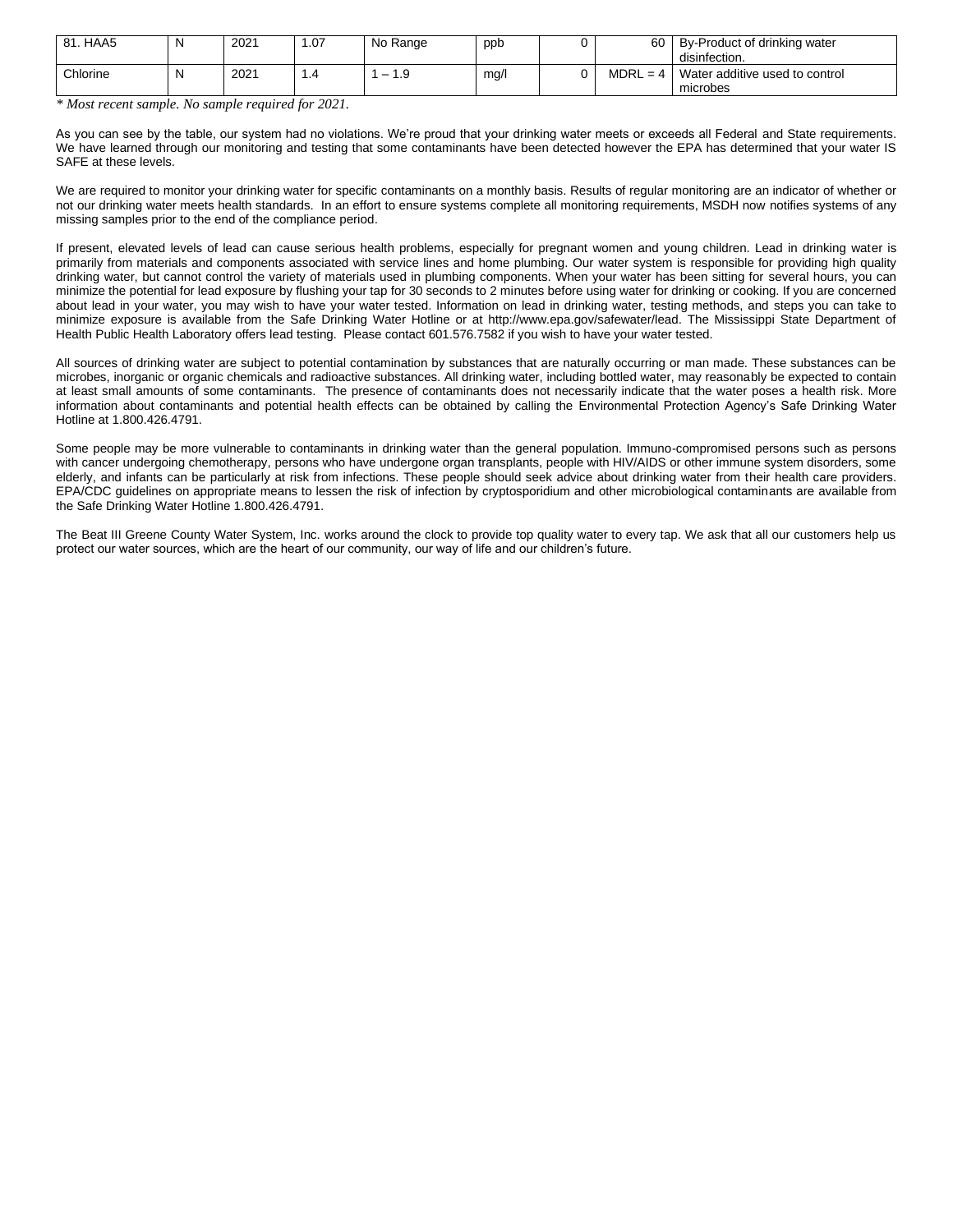| | | | | | | | | |
|---|---|---|---|---|---|---|---|---|
| 81. HAA5 | N | 2021 | 1.07 | No Range | ppb | 0 | 60 | By-Product of drinking water disinfection. |
| Chlorine | N | 2021 | 1.4 | 1 – 1.9 | mg/l | 0 | MDRL = 4 | Water additive used to control microbes |

*\* Most recent sample. No sample required for 2021.*

As you can see by the table, our system had no violations. We're proud that your drinking water meets or exceeds all Federal and State requirements. We have learned through our monitoring and testing that some contaminants have been detected however the EPA has determined that your water IS SAFE at these levels.

We are required to monitor your drinking water for specific contaminants on a monthly basis. Results of regular monitoring are an indicator of whether or not our drinking water meets health standards. In an effort to ensure systems complete all monitoring requirements, MSDH now notifies systems of any missing samples prior to the end of the compliance period.

If present, elevated levels of lead can cause serious health problems, especially for pregnant women and young children. Lead in drinking water is primarily from materials and components associated with service lines and home plumbing. Our water system is responsible for providing high quality drinking water, but cannot control the variety of materials used in plumbing components. When your water has been sitting for several hours, you can minimize the potential for lead exposure by flushing your tap for 30 seconds to 2 minutes before using water for drinking or cooking. If you are concerned about lead in your water, you may wish to have your water tested. Information on lead in drinking water, testing methods, and steps you can take to minimize exposure is available from the Safe Drinking Water Hotline or at http://www.epa.gov/safewater/lead. The Mississippi State Department of Health Public Health Laboratory offers lead testing. Please contact 601.576.7582 if you wish to have your water tested.

All sources of drinking water are subject to potential contamination by substances that are naturally occurring or man made. These substances can be microbes, inorganic or organic chemicals and radioactive substances. All drinking water, including bottled water, may reasonably be expected to contain at least small amounts of some contaminants. The presence of contaminants does not necessarily indicate that the water poses a health risk. More information about contaminants and potential health effects can be obtained by calling the Environmental Protection Agency's Safe Drinking Water Hotline at 1.800.426.4791.

Some people may be more vulnerable to contaminants in drinking water than the general population. Immuno-compromised persons such as persons with cancer undergoing chemotherapy, persons who have undergone organ transplants, people with HIV/AIDS or other immune system disorders, some elderly, and infants can be particularly at risk from infections. These people should seek advice about drinking water from their health care providers. EPA/CDC guidelines on appropriate means to lessen the risk of infection by cryptosporidium and other microbiological contaminants are available from the Safe Drinking Water Hotline 1.800.426.4791.

The Beat III Greene County Water System, Inc. works around the clock to provide top quality water to every tap. We ask that all our customers help us protect our water sources, which are the heart of our community, our way of life and our children's future.